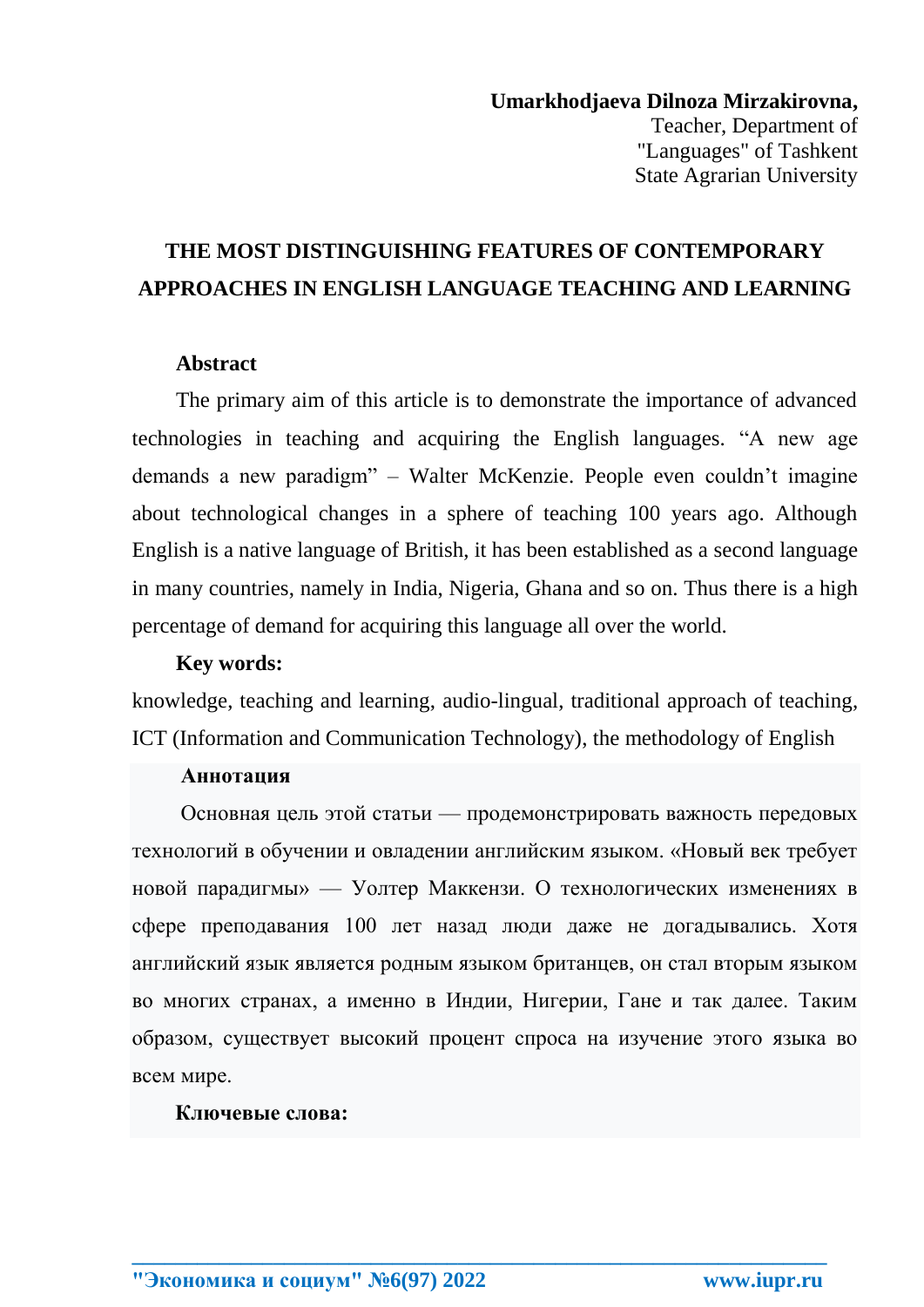**Umarkhodjaeva Dilnoza Mirzakirovna,**
Teacher, Department of
"Languages" of Tashkent
State Agrarian University

# THE MOST DISTINGUISHING FEATURES OF CONTEMPORARY APPROACHES IN ENGLISH LANGUAGE TEACHING AND LEARNING

**Abstract**

The primary aim of this article is to demonstrate the importance of advanced technologies in teaching and acquiring the English languages. "A new age demands a new paradigm" – Walter McKenzie. People even couldn't imagine about technological changes in a sphere of teaching 100 years ago. Although English is a native language of British, it has been established as a second language in many countries, namely in India, Nigeria, Ghana and so on. Thus there is a high percentage of demand for acquiring this language all over the world.

**Key words:**
knowledge, teaching and learning, audio-lingual, traditional approach of teaching, ICT (Information and Communication Technology), the methodology of English

**Аннотация**

Основная цель этой статьи — продемонстрировать важность передовых технологий в обучении и овладении английским языком. «Новый век требует новой парадигмы» — Уолтер Маккензи. О технологических изменениях в сфере преподавания 100 лет назад люди даже не догадывались. Хотя английский язык является родным языком британцев, он стал вторым языком во многих странах, а именно в Индии, Нигерии, Гане и так далее. Таким образом, существует высокий процент спроса на изучение этого языка во всем мире.

**Ключевые слова:**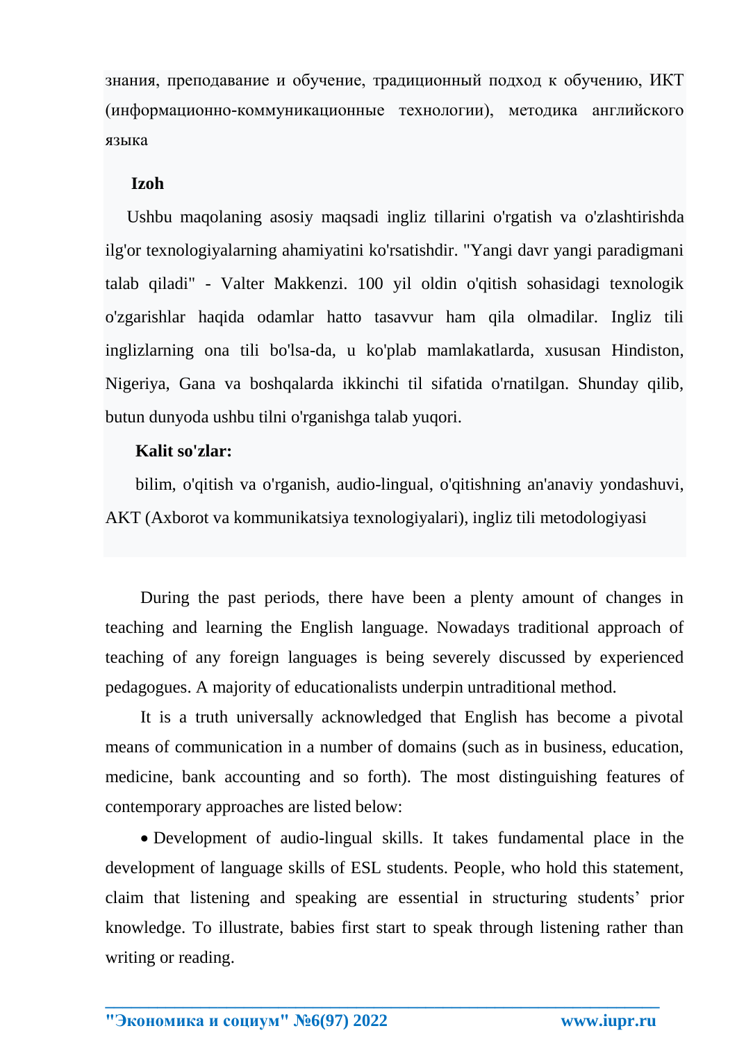знания, преподавание и обучение, традиционный подход к обучению, ИКТ (информационно-коммуникационные технологии), методика английского языка

**Izoh**

Ushbu maqolaning asosiy maqsadi ingliz tillarini o'rgatish va o'zlashtirishda ilg'or texnologiyalarning ahamiyatini ko'rsatishdir. "Yangi davr yangi paradigmani talab qiladi" - Valter Makkenzi. 100 yil oldin o'qitish sohasidagi texnologik o'zgarishlar haqida odamlar hatto tasavvur ham qila olmadilar. Ingliz tili inglizlarning ona tili bo'lsa-da, u ko'plab mamlakatlarda, xususan Hindiston, Nigeriya, Gana va boshqalarda ikkinchi til sifatida o'rnatilgan. Shunday qilib, butun dunyoda ushbu tilni o'rganishga talab yuqori.

**Kalit so'zlar:**

bilim, o'qitish va o'rganish, audio-lingual, o'qitishning an'anaviy yondashuvi, AKT (Axborot va kommunikatsiya texnologiyalari), ingliz tili metodologiyasi

During the past periods, there have been a plenty amount of changes in teaching and learning the English language. Nowadays traditional approach of teaching of any foreign languages is being severely discussed by experienced pedagogues. A majority of educationalists underpin untraditional method.

It is a truth universally acknowledged that English has become a pivotal means of communication in a number of domains (such as in business, education, medicine, bank accounting and so forth). The most distinguishing features of contemporary approaches are listed below:

- Development of audio-lingual skills. It takes fundamental place in the development of language skills of ESL students. People, who hold this statement, claim that listening and speaking are essential in structuring students' prior knowledge. To illustrate, babies first start to speak through listening rather than writing or reading.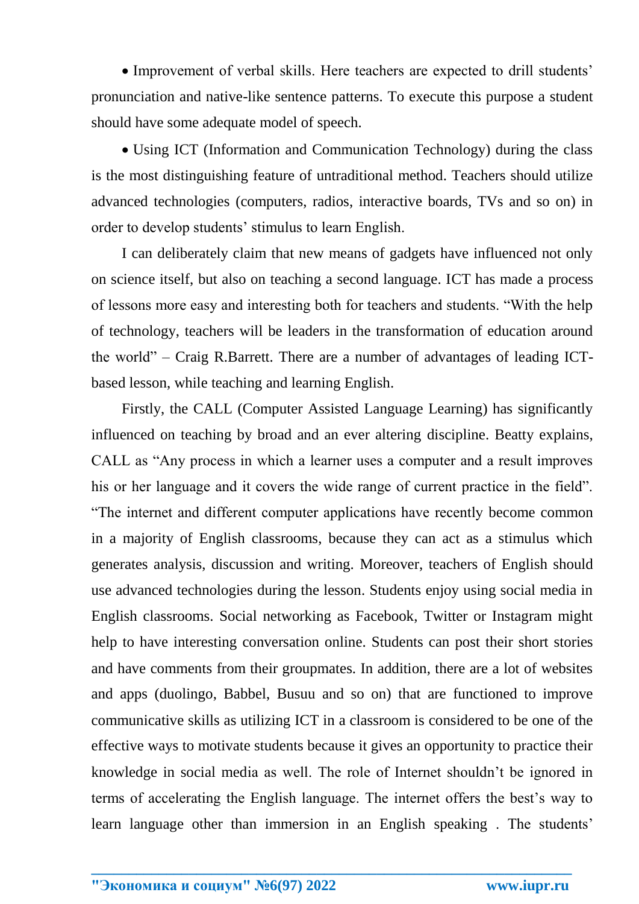- Improvement of verbal skills. Here teachers are expected to drill students' pronunciation and native-like sentence patterns. To execute this purpose a student should have some adequate model of speech.
- Using ICT (Information and Communication Technology) during the class is the most distinguishing feature of untraditional method. Teachers should utilize advanced technologies (computers, radios, interactive boards, TVs and so on) in order to develop students' stimulus to learn English.

I can deliberately claim that new means of gadgets have influenced not only on science itself, but also on teaching a second language. ICT has made a process of lessons more easy and interesting both for teachers and students. "With the help of technology, teachers will be leaders in the transformation of education around the world" – Craig R.Barrett. There are a number of advantages of leading ICT-based lesson, while teaching and learning English.

Firstly, the CALL (Computer Assisted Language Learning) has significantly influenced on teaching by broad and an ever altering discipline. Beatty explains, CALL as "Any process in which a learner uses a computer and a result improves his or her language and it covers the wide range of current practice in the field". "The internet and different computer applications have recently become common in a majority of English classrooms, because they can act as a stimulus which generates analysis, discussion and writing. Moreover, teachers of English should use advanced technologies during the lesson. Students enjoy using social media in English classrooms. Social networking as Facebook, Twitter or Instagram might help to have interesting conversation online. Students can post their short stories and have comments from their groupmates. In addition, there are a lot of websites and apps (duolingo, Babbel, Busuu and so on) that are functioned to improve communicative skills as utilizing ICT in a classroom is considered to be one of the effective ways to motivate students because it gives an opportunity to practice their knowledge in social media as well. The role of Internet shouldn't be ignored in terms of accelerating the English language. The internet offers the best's way to learn language other than immersion in an English speaking . The students'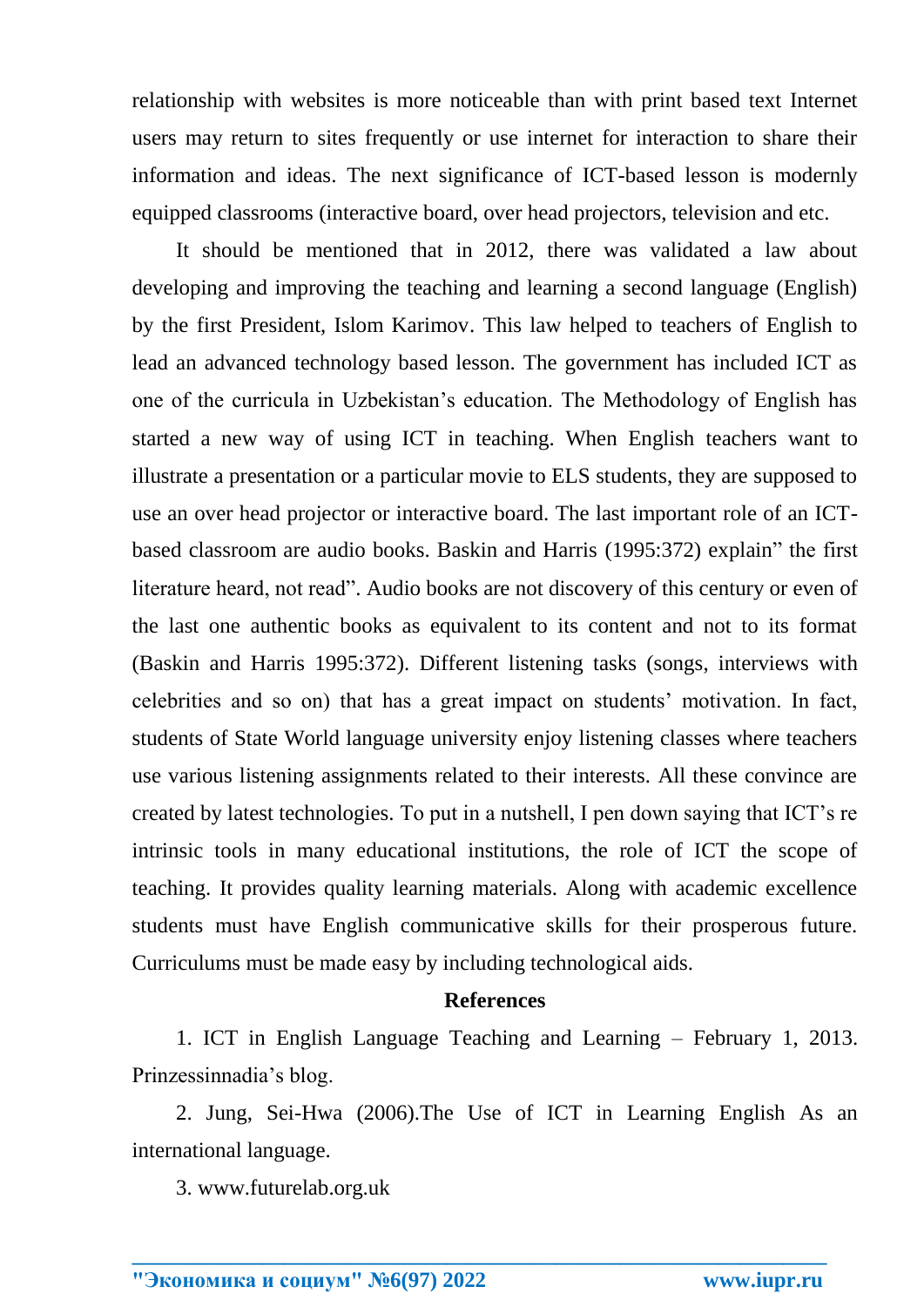relationship with websites is more noticeable than with print based text Internet users may return to sites frequently or use internet for interaction to share their information and ideas. The next significance of ICT-based lesson is modernly equipped classrooms (interactive board, over head projectors, television and etc.

It should be mentioned that in 2012, there was validated a law about developing and improving the teaching and learning a second language (English) by the first President, Islom Karimov. This law helped to teachers of English to lead an advanced technology based lesson. The government has included ICT as one of the curricula in Uzbekistan's education. The Methodology of English has started a new way of using ICT in teaching. When English teachers want to illustrate a presentation or a particular movie to ELS students, they are supposed to use an over head projector or interactive board. The last important role of an ICT-based classroom are audio books. Baskin and Harris (1995:372) explain" the first literature heard, not read". Audio books are not discovery of this century or even of the last one authentic books as equivalent to its content and not to its format (Baskin and Harris 1995:372). Different listening tasks (songs, interviews with celebrities and so on) that has a great impact on students' motivation. In fact, students of State World language university enjoy listening classes where teachers use various listening assignments related to their interests. All these convince are created by latest technologies. To put in a nutshell, I pen down saying that ICT's re intrinsic tools in many educational institutions, the role of ICT the scope of teaching. It provides quality learning materials. Along with academic excellence students must have English communicative skills for their prosperous future. Curriculums must be made easy by including technological aids.

## References

1. ICT in English Language Teaching and Learning – February 1, 2013. Prinzessinnadia's blog.

2. Jung, Sei-Hwa (2006).The Use of ICT in Learning English As an international language.

3. www.futurelab.org.uk